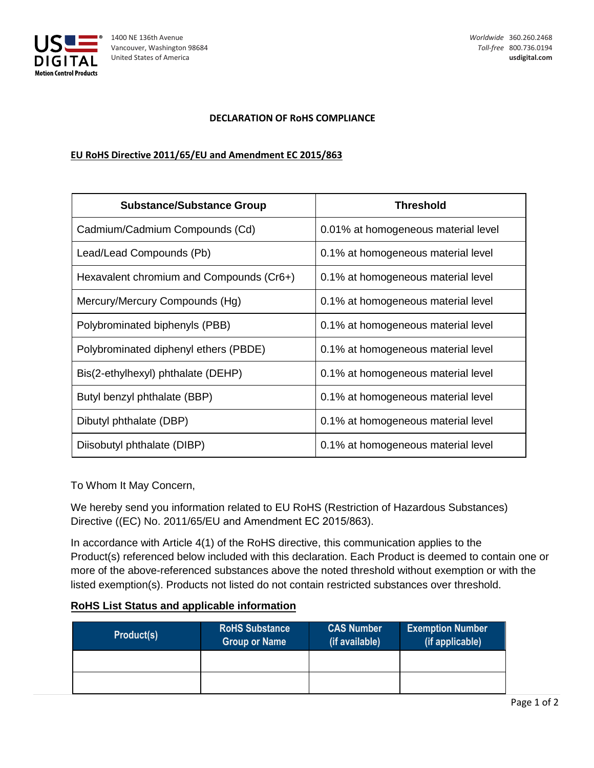US DIGITAL
Motion Control Products

1400 NE 136th Avenue
Vancouver, Washington 98684
United States of America

*Worldwide* 360.260.2468
*Toll-free* 800.736.0194
**usdigital.com**

# DECLARATION OF RoHS COMPLIANCE

## EU RoHS Directive 2011/65/EU and Amendment EC 2015/863

| Substance/Substance Group | Threshold |
|---|---|
| Cadmium/Cadmium Compounds (Cd) | 0.01% at homogeneous material level |
| Lead/Lead Compounds (Pb) | 0.1% at homogeneous material level |
| Hexavalent chromium and Compounds (Cr6+) | 0.1% at homogeneous material level |
| Mercury/Mercury Compounds (Hg) | 0.1% at homogeneous material level |
| Polybrominated biphenyls (PBB) | 0.1% at homogeneous material level |
| Polybrominated diphenyl ethers (PBDE) | 0.1% at homogeneous material level |
| Bis(2-ethylhexyl) phthalate (DEHP) | 0.1% at homogeneous material level |
| Butyl benzyl phthalate (BBP) | 0.1% at homogeneous material level |
| Dibutyl phthalate (DBP) | 0.1% at homogeneous material level |
| Diisobutyl phthalate (DIBP) | 0.1% at homogeneous material level |

To Whom It May Concern,

We hereby send you information related to EU RoHS (Restriction of Hazardous Substances) Directive ((EC) No. 2011/65/EU and Amendment EC 2015/863).

In accordance with Article 4(1) of the RoHS directive, this communication applies to the Product(s) referenced below included with this declaration. Each Product is deemed to contain one or more of the above-referenced substances above the noted threshold without exemption or with the listed exemption(s). Products not listed do not contain restricted substances over threshold.

## RoHS List Status and applicable information

| Product(s) | RoHS Substance Group or Name | CAS Number (if available) | Exemption Number (if applicable) |
|---|---|---|---|
| | | | |
| | | | |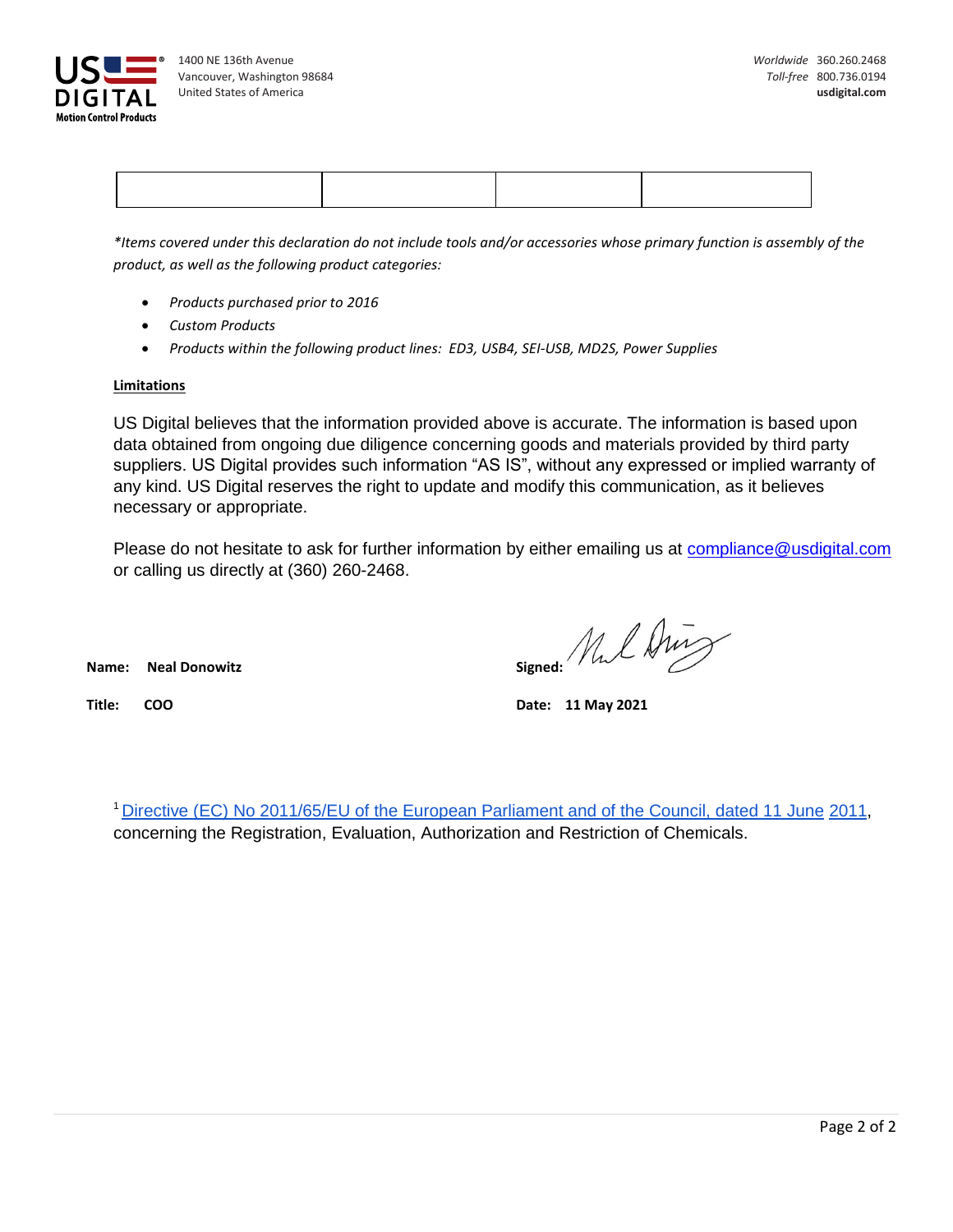| | | | |
|---|---|---|---|
| | | | |

*\*Items covered under this declaration do not include tools and/or accessories whose primary function is assembly of the product, as well as the following product categories:*

- *Products purchased prior to 2016*
- *Custom Products*
- *Products within the following product lines: ED3, USB4, SEI-USB, MD2S, Power Supplies*

**Limitations**

US Digital believes that the information provided above is accurate. The information is based upon data obtained from ongoing due diligence concerning goods and materials provided by third party suppliers. US Digital provides such information "AS IS", without any expressed or implied warranty of any kind. US Digital reserves the right to update and modify this communication, as it believes necessary or appropriate.

Please do not hesitate to ask for further information by either emailing us at compliance@usdigital.com or calling us directly at (360) 260-2468.

**Name:** **Neal Donowitz**

**Signed:**

**Title:** **COO**

**Date:** **11 May 2021**

[1] Directive (EC) No 2011/65/EU of the European Parliament and of the Council, dated 11 June 2011, concerning the Registration, Evaluation, Authorization and Restriction of Chemicals.